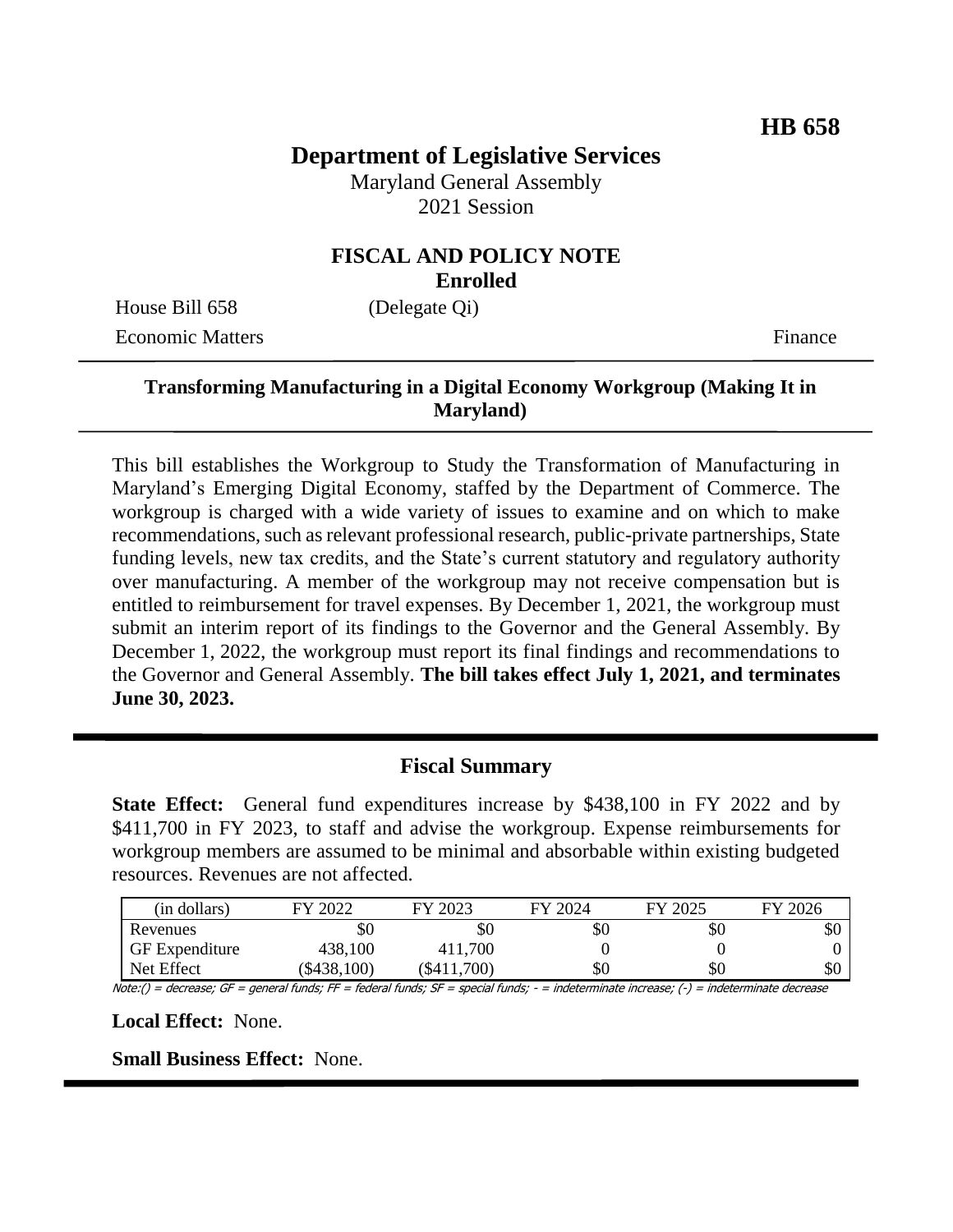**HB 658**

# Department of Legislative Services

Maryland General Assembly
2021 Session

## FISCAL AND POLICY NOTE
**Enrolled**

House Bill 658 (Delegate Qi)
Economic Matters Finance

---

**Transforming Manufacturing in a Digital Economy Workgroup (Making It in Maryland)**

---

This bill establishes the Workgroup to Study the Transformation of Manufacturing in Maryland's Emerging Digital Economy, staffed by the Department of Commerce. The workgroup is charged with a wide variety of issues to examine and on which to make recommendations, such as relevant professional research, public-private partnerships, State funding levels, new tax credits, and the State's current statutory and regulatory authority over manufacturing. A member of the workgroup may not receive compensation but is entitled to reimbursement for travel expenses. By December 1, 2021, the workgroup must submit an interim report of its findings to the Governor and the General Assembly. By December 1, 2022, the workgroup must report its final findings and recommendations to the Governor and General Assembly. **The bill takes effect July 1, 2021, and terminates June 30, 2023.**

---

## Fiscal Summary

**State Effect:** General fund expenditures increase by $438,100 in FY 2022 and by $411,700 in FY 2023, to staff and advise the workgroup. Expense reimbursements for workgroup members are assumed to be minimal and absorbable within existing budgeted resources. Revenues are not affected.

| (in dollars) | FY 2022 | FY 2023 | FY 2024 | FY 2025 | FY 2026 |
|---|---|---|---|---|---|
| Revenues | $0 | $0 | $0 | $0 | $0 |
| GF Expenditure | 438,100 | 411,700 | 0 | 0 | 0 |
| Net Effect | ($438,100) | ($411,700) | $0 | $0 | $0 |

Note:() = decrease; GF = general funds; FF = federal funds; SF = special funds; - = indeterminate increase; (-) = indeterminate decrease

**Local Effect:** None.

**Small Business Effect:** None.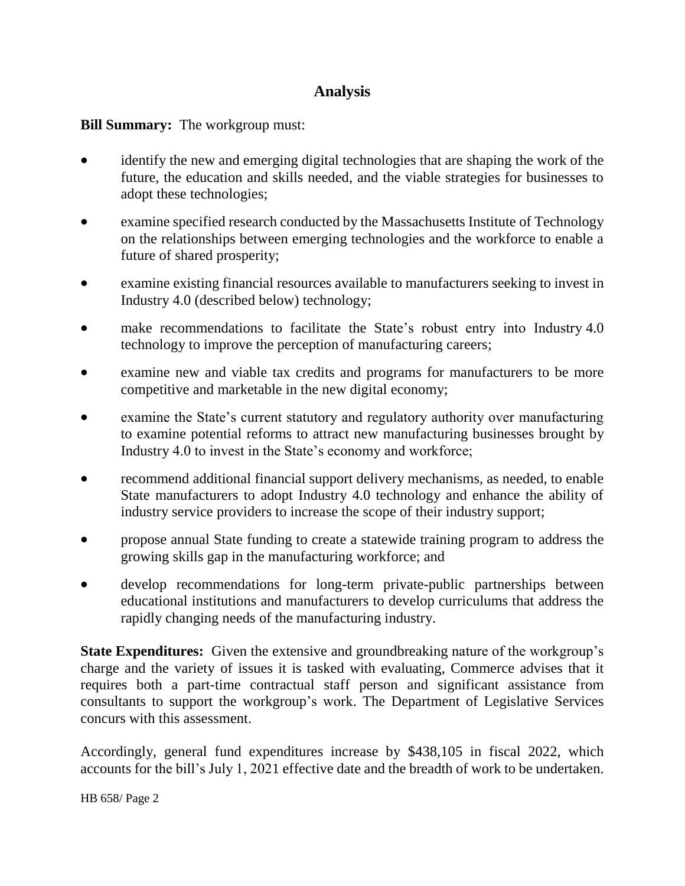## Analysis

**Bill Summary:** The workgroup must:

- identify the new and emerging digital technologies that are shaping the work of the future, the education and skills needed, and the viable strategies for businesses to adopt these technologies;
- examine specified research conducted by the Massachusetts Institute of Technology on the relationships between emerging technologies and the workforce to enable a future of shared prosperity;
- examine existing financial resources available to manufacturers seeking to invest in Industry 4.0 (described below) technology;
- make recommendations to facilitate the State's robust entry into Industry 4.0 technology to improve the perception of manufacturing careers;
- examine new and viable tax credits and programs for manufacturers to be more competitive and marketable in the new digital economy;
- examine the State's current statutory and regulatory authority over manufacturing to examine potential reforms to attract new manufacturing businesses brought by Industry 4.0 to invest in the State's economy and workforce;
- recommend additional financial support delivery mechanisms, as needed, to enable State manufacturers to adopt Industry 4.0 technology and enhance the ability of industry service providers to increase the scope of their industry support;
- propose annual State funding to create a statewide training program to address the growing skills gap in the manufacturing workforce; and
- develop recommendations for long-term private-public partnerships between educational institutions and manufacturers to develop curriculums that address the rapidly changing needs of the manufacturing industry.

**State Expenditures:** Given the extensive and groundbreaking nature of the workgroup's charge and the variety of issues it is tasked with evaluating, Commerce advises that it requires both a part-time contractual staff person and significant assistance from consultants to support the workgroup's work. The Department of Legislative Services concurs with this assessment.

Accordingly, general fund expenditures increase by $438,105 in fiscal 2022, which accounts for the bill's July 1, 2021 effective date and the breadth of work to be undertaken.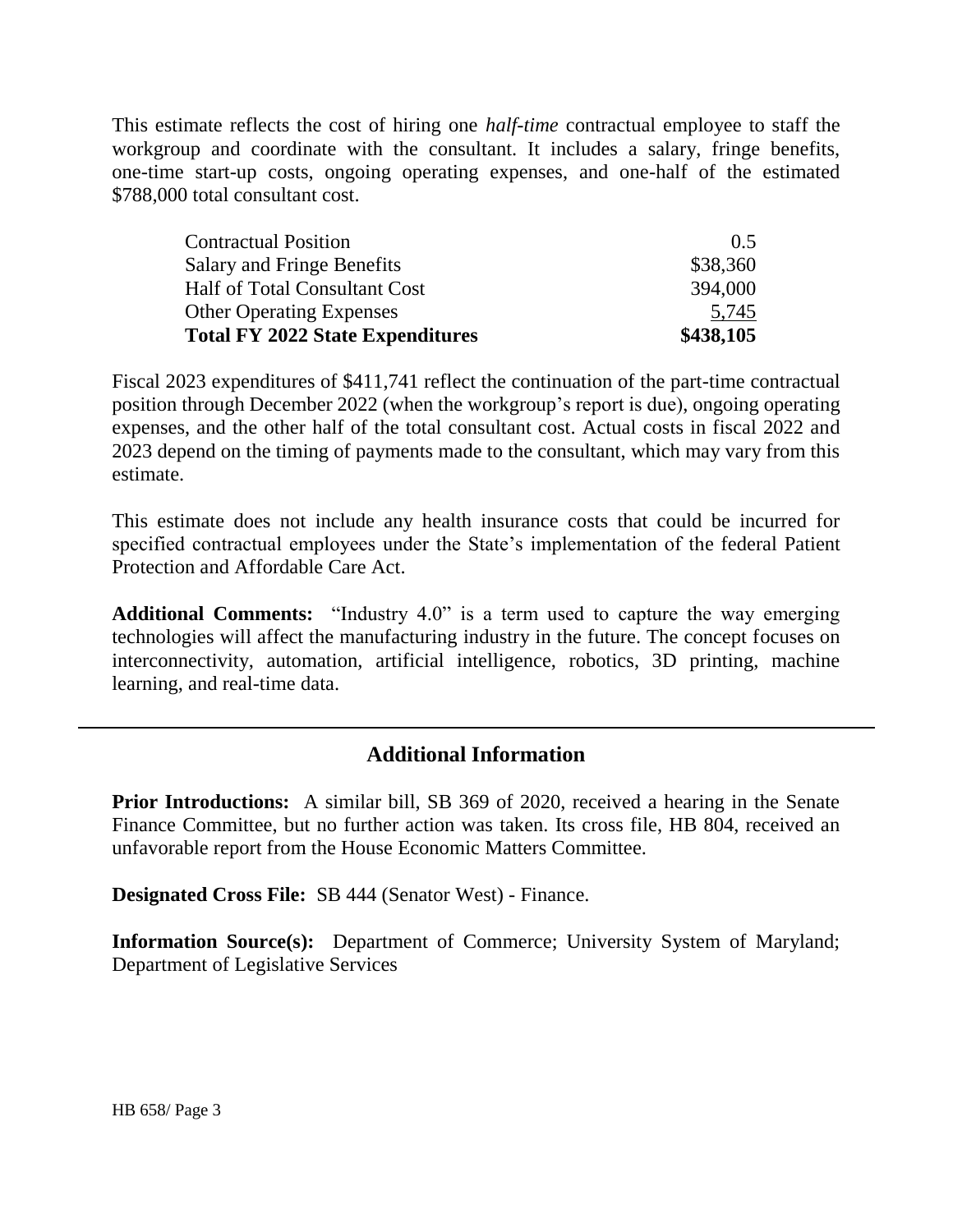This estimate reflects the cost of hiring one *half-time* contractual employee to staff the workgroup and coordinate with the consultant. It includes a salary, fringe benefits, one-time start-up costs, ongoing operating expenses, and one-half of the estimated $788,000 total consultant cost.

| | |
|---|---|
| Contractual Position | 0.5 |
| Salary and Fringe Benefits | $38,360 |
| Half of Total Consultant Cost | 394,000 |
| Other Operating Expenses | 5,745 |
| **Total FY 2022 State Expenditures** | **$438,105** |

Fiscal 2023 expenditures of $411,741 reflect the continuation of the part-time contractual position through December 2022 (when the workgroup's report is due), ongoing operating expenses, and the other half of the total consultant cost. Actual costs in fiscal 2022 and 2023 depend on the timing of payments made to the consultant, which may vary from this estimate.

This estimate does not include any health insurance costs that could be incurred for specified contractual employees under the State's implementation of the federal Patient Protection and Affordable Care Act.

**Additional Comments:** "Industry 4.0" is a term used to capture the way emerging technologies will affect the manufacturing industry in the future. The concept focuses on interconnectivity, automation, artificial intelligence, robotics, 3D printing, machine learning, and real-time data.

## Additional Information

**Prior Introductions:** A similar bill, SB 369 of 2020, received a hearing in the Senate Finance Committee, but no further action was taken. Its cross file, HB 804, received an unfavorable report from the House Economic Matters Committee.

**Designated Cross File:** SB 444 (Senator West) - Finance.

**Information Source(s):** Department of Commerce; University System of Maryland; Department of Legislative Services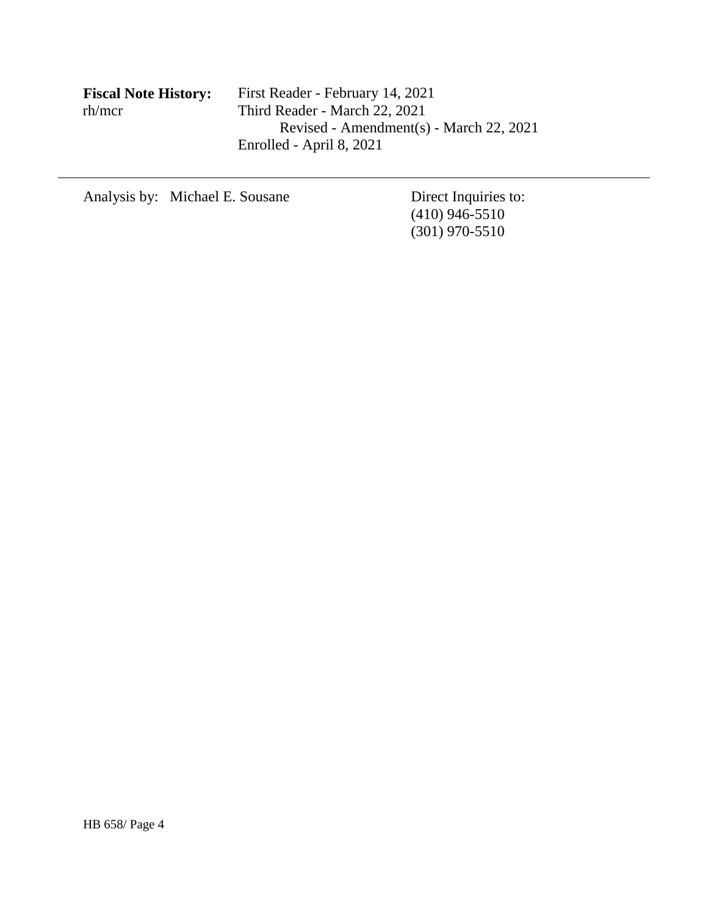**Fiscal Note History:** First Reader - February 14, 2021
rh/mcr Third Reader - March 22, 2021
Revised - Amendment(s) - March 22, 2021
Enrolled - April 8, 2021

---

Analysis by: Michael E. Sousane

Direct Inquiries to:
(410) 946-5510
(301) 970-5510